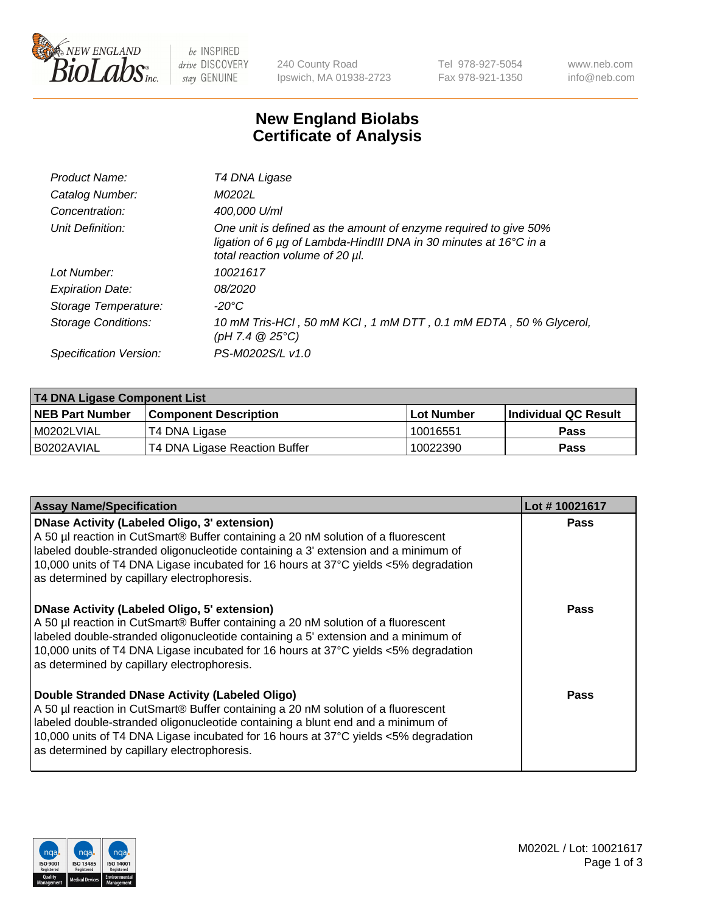New England BioLabs Inc. — be INSPIRED drive DISCOVERY stay GENUINE

240 County Road
Ipswich, MA 01938-2723

Tel 978-927-5054
Fax 978-921-1350

www.neb.com
info@neb.com

# New England Biolabs
# Certificate of Analysis

| | |
|---|---|
| *Product Name:* | *T4 DNA Ligase* |
| *Catalog Number:* | *M0202L* |
| *Concentration:* | *400,000 U/ml* |
| *Unit Definition:* | *One unit is defined as the amount of enzyme required to give 50% ligation of 6 µg of Lambda-HindIII DNA in 30 minutes at 16°C in a total reaction volume of 20 µl.* |
| *Lot Number:* | *10021617* |
| *Expiration Date:* | *08/2020* |
| *Storage Temperature:* | *-20°C* |
| *Storage Conditions:* | *10 mM Tris-HCl , 50 mM KCl , 1 mM DTT , 0.1 mM EDTA , 50 % Glycerol, (pH 7.4 @ 25°C)* |
| *Specification Version:* | *PS-M0202S/L v1.0* |

| T4 DNA Ligase Component List | | | |
|---|---|---|---|
| **NEB Part Number** | **Component Description** | **Lot Number** | **Individual QC Result** |
| M0202LVIAL | T4 DNA Ligase | 10016551 | **Pass** |
| B0202AVIAL | T4 DNA Ligase Reaction Buffer | 10022390 | **Pass** |

| Assay Name/Specification | Lot # 10021617 |
|---|---|
| **DNase Activity (Labeled Oligo, 3' extension)** A 50 µl reaction in CutSmart® Buffer containing a 20 nM solution of a fluorescent labeled double-stranded oligonucleotide containing a 3' extension and a minimum of 10,000 units of T4 DNA Ligase incubated for 16 hours at 37°C yields <5% degradation as determined by capillary electrophoresis. | **Pass** |
| **DNase Activity (Labeled Oligo, 5' extension)** A 50 µl reaction in CutSmart® Buffer containing a 20 nM solution of a fluorescent labeled double-stranded oligonucleotide containing a 5' extension and a minimum of 10,000 units of T4 DNA Ligase incubated for 16 hours at 37°C yields <5% degradation as determined by capillary electrophoresis. | **Pass** |
| **Double Stranded DNase Activity (Labeled Oligo)** A 50 µl reaction in CutSmart® Buffer containing a 20 nM solution of a fluorescent labeled double-stranded oligonucleotide containing a blunt end and a minimum of 10,000 units of T4 DNA Ligase incubated for 16 hours at 37°C yields <5% degradation as determined by capillary electrophoresis. | **Pass** |

ISO 9001 Registered Quality Management | ISO 13485 Registered Medical Devices | ISO 14001 Registered Environmental Management

M0202L / Lot: 10021617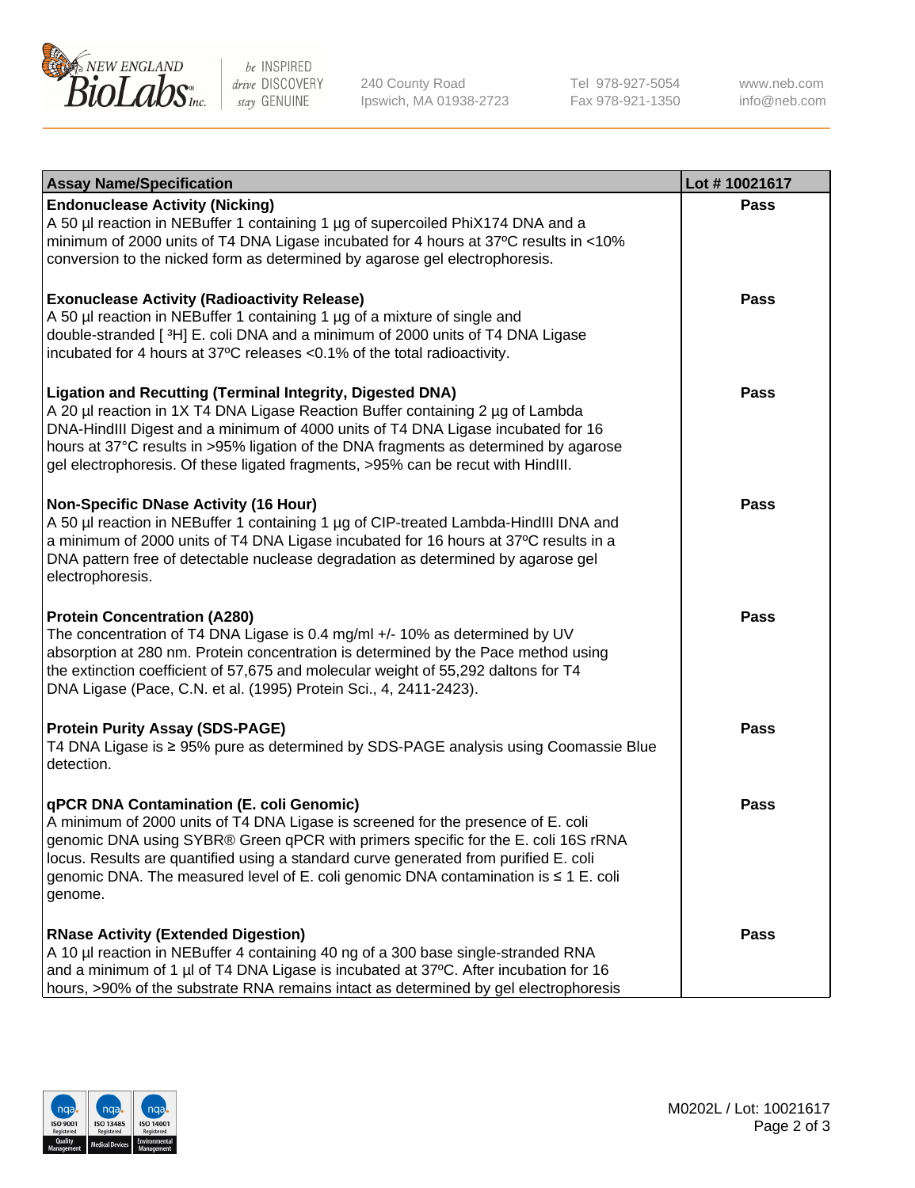| Assay Name/Specification | Lot # 10021617 |
|---|---|
| **Endonuclease Activity (Nicking)**<br>A 50 µl reaction in NEBuffer 1 containing 1 µg of supercoiled PhiX174 DNA and a minimum of 2000 units of T4 DNA Ligase incubated for 4 hours at 37ºC results in <10% conversion to the nicked form as determined by agarose gel electrophoresis. | Pass |
| **Exonuclease Activity (Radioactivity Release)**<br>A 50 µl reaction in NEBuffer 1 containing 1 µg of a mixture of single and double-stranded [ $^{3}$H] E. coli DNA and a minimum of 2000 units of T4 DNA Ligase incubated for 4 hours at 37ºC releases <0.1% of the total radioactivity. | Pass |
| **Ligation and Recutting (Terminal Integrity, Digested DNA)**<br>A 20 µl reaction in 1X T4 DNA Ligase Reaction Buffer containing 2 µg of Lambda DNA-HindIII Digest and a minimum of 4000 units of T4 DNA Ligase incubated for 16 hours at 37°C results in >95% ligation of the DNA fragments as determined by agarose gel electrophoresis. Of these ligated fragments, >95% can be recut with HindIII. | Pass |
| **Non-Specific DNase Activity (16 Hour)**<br>A 50 µl reaction in NEBuffer 1 containing 1 µg of CIP-treated Lambda-HindIII DNA and a minimum of 2000 units of T4 DNA Ligase incubated for 16 hours at 37ºC results in a DNA pattern free of detectable nuclease degradation as determined by agarose gel electrophoresis. | Pass |
| **Protein Concentration (A280)**<br>The concentration of T4 DNA Ligase is 0.4 mg/ml +/- 10% as determined by UV absorption at 280 nm. Protein concentration is determined by the Pace method using the extinction coefficient of 57,675 and molecular weight of 55,292 daltons for T4 DNA Ligase (Pace, C.N. et al. (1995) Protein Sci., 4, 2411-2423). | Pass |
| **Protein Purity Assay (SDS-PAGE)**<br>T4 DNA Ligase is ≥ 95% pure as determined by SDS-PAGE analysis using Coomassie Blue detection. | Pass |
| **qPCR DNA Contamination (E. coli Genomic)**<br>A minimum of 2000 units of T4 DNA Ligase is screened for the presence of E. coli genomic DNA using SYBR® Green qPCR with primers specific for the E. coli 16S rRNA locus. Results are quantified using a standard curve generated from purified E. coli genomic DNA. The measured level of E. coli genomic DNA contamination is ≤ 1 E. coli genome. | Pass |
| **RNase Activity (Extended Digestion)**<br>A 10 µl reaction in NEBuffer 4 containing 40 ng of a 300 base single-stranded RNA and a minimum of 1 µl of T4 DNA Ligase is incubated at 37ºC. After incubation for 16 hours, >90% of the substrate RNA remains intact as determined by gel electrophoresis | Pass |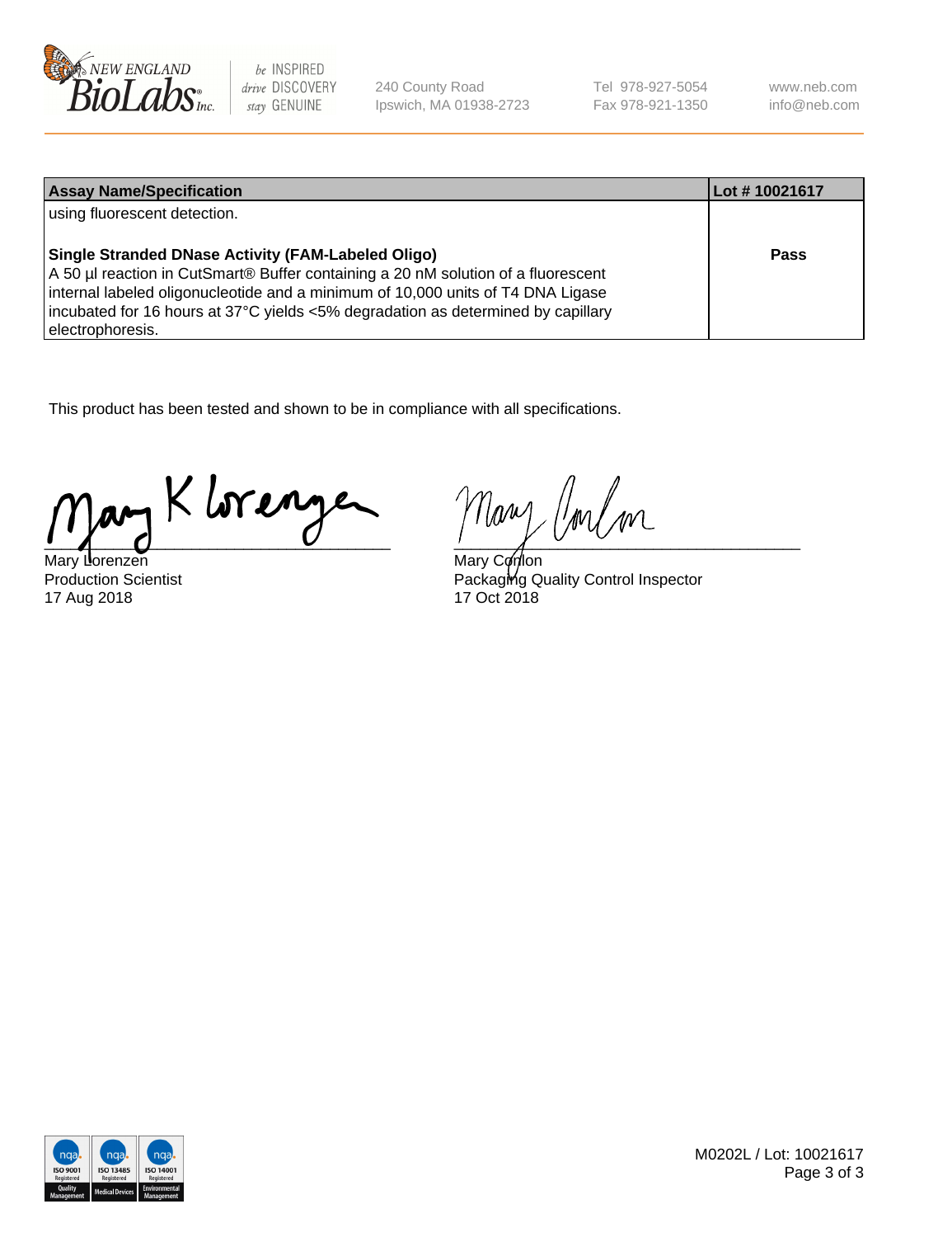| Assay Name/Specification | Lot # 10021617 |
| --- | --- |
| using fluorescent detection. | |
| **Single Stranded DNase Activity (FAM-Labeled Oligo)**<br>A 50 µl reaction in CutSmart® Buffer containing a 20 nM solution of a fluorescent internal labeled oligonucleotide and a minimum of 10,000 units of T4 DNA Ligase incubated for 16 hours at 37°C yields <5% degradation as determined by capillary electrophoresis. | **Pass** |

This product has been tested and shown to be in compliance with all specifications.

Mary Lorenzen
Production Scientist
17 Aug 2018

Mary Conlon
Packaging Quality Control Inspector
17 Oct 2018

M0202L / Lot: 10021617